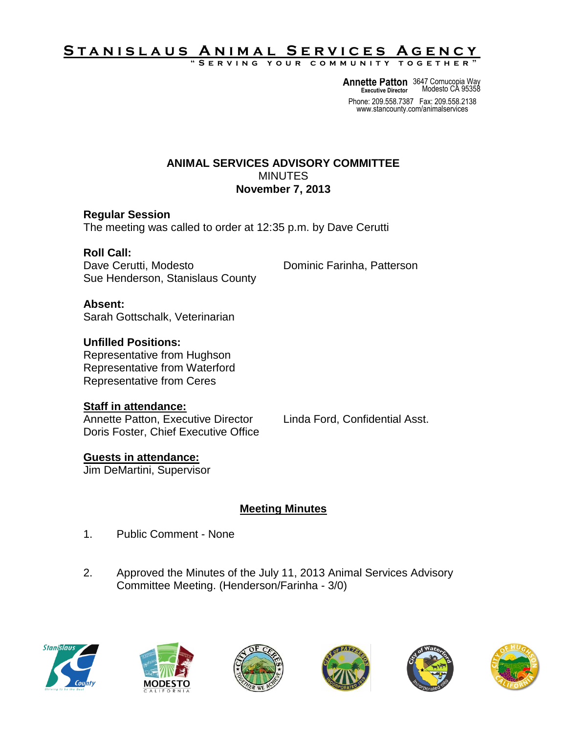# Stanislaus Animal Services Agency

"Serving your community together"

**Annette Patton**
Executive Director

3647 Cornucopia Way
Modesto CA 95358

Phone: 209.558.7387 Fax: 209.558.2138
www.stancounty.com/animalservices

## ANIMAL SERVICES ADVISORY COMMITTEE

MINUTES

**November 7, 2013**

**Regular Session**

The meeting was called to order at 12:35 p.m. by Dave Cerutti

**Roll Call:**

Dave Cerutti, Modesto
Dominic Farinha, Patterson
Sue Henderson, Stanislaus County

**Absent:**

Sarah Gottschalk, Veterinarian

**Unfilled Positions:**

Representative from Hughson
Representative from Waterford
Representative from Ceres

**Staff in attendance:**

Annette Patton, Executive Director
Linda Ford, Confidential Asst.
Doris Foster, Chief Executive Office

**Guests in attendance:**

Jim DeMartini, Supervisor

### Meeting Minutes

1. Public Comment - None

2. Approved the Minutes of the July 11, 2013 Animal Services Advisory Committee Meeting. (Henderson/Farinha - 3/0)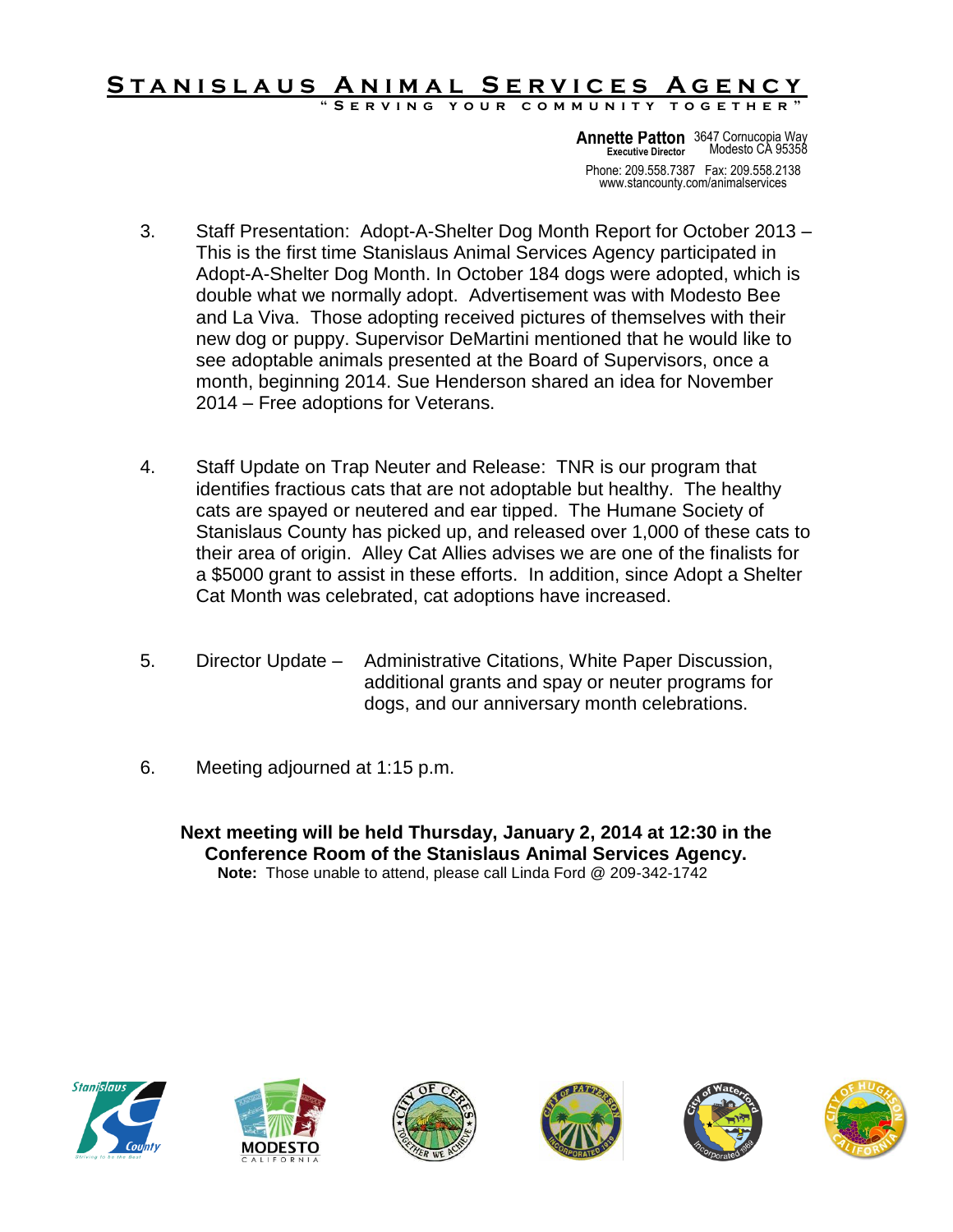# Stanislaus Animal Services Agency

"Serving your community together"

**Annette Patton** 3647 Cornucopia Way
Executive Director Modesto CA 95358

Phone: 209.558.7387 Fax: 209.558.2138
www.stancounty.com/animalservices

3. Staff Presentation: Adopt-A-Shelter Dog Month Report for October 2013 – This is the first time Stanislaus Animal Services Agency participated in Adopt-A-Shelter Dog Month. In October 184 dogs were adopted, which is double what we normally adopt. Advertisement was with Modesto Bee and La Viva. Those adopting received pictures of themselves with their new dog or puppy. Supervisor DeMartini mentioned that he would like to see adoptable animals presented at the Board of Supervisors, once a month, beginning 2014. Sue Henderson shared an idea for November 2014 – Free adoptions for Veterans.

4. Staff Update on Trap Neuter and Release: TNR is our program that identifies fractious cats that are not adoptable but healthy. The healthy cats are spayed or neutered and ear tipped. The Humane Society of Stanislaus County has picked up, and released over 1,000 of these cats to their area of origin. Alley Cat Allies advises we are one of the finalists for a $5000 grant to assist in these efforts. In addition, since Adopt a Shelter Cat Month was celebrated, cat adoptions have increased.

5. Director Update – Administrative Citations, White Paper Discussion, additional grants and spay or neuter programs for dogs, and our anniversary month celebrations.

6. Meeting adjourned at 1:15 p.m.

**Next meeting will be held Thursday, January 2, 2014 at 12:30 in the Conference Room of the Stanislaus Animal Services Agency.**

**Note:** Those unable to attend, please call Linda Ford @ 209-342-1742